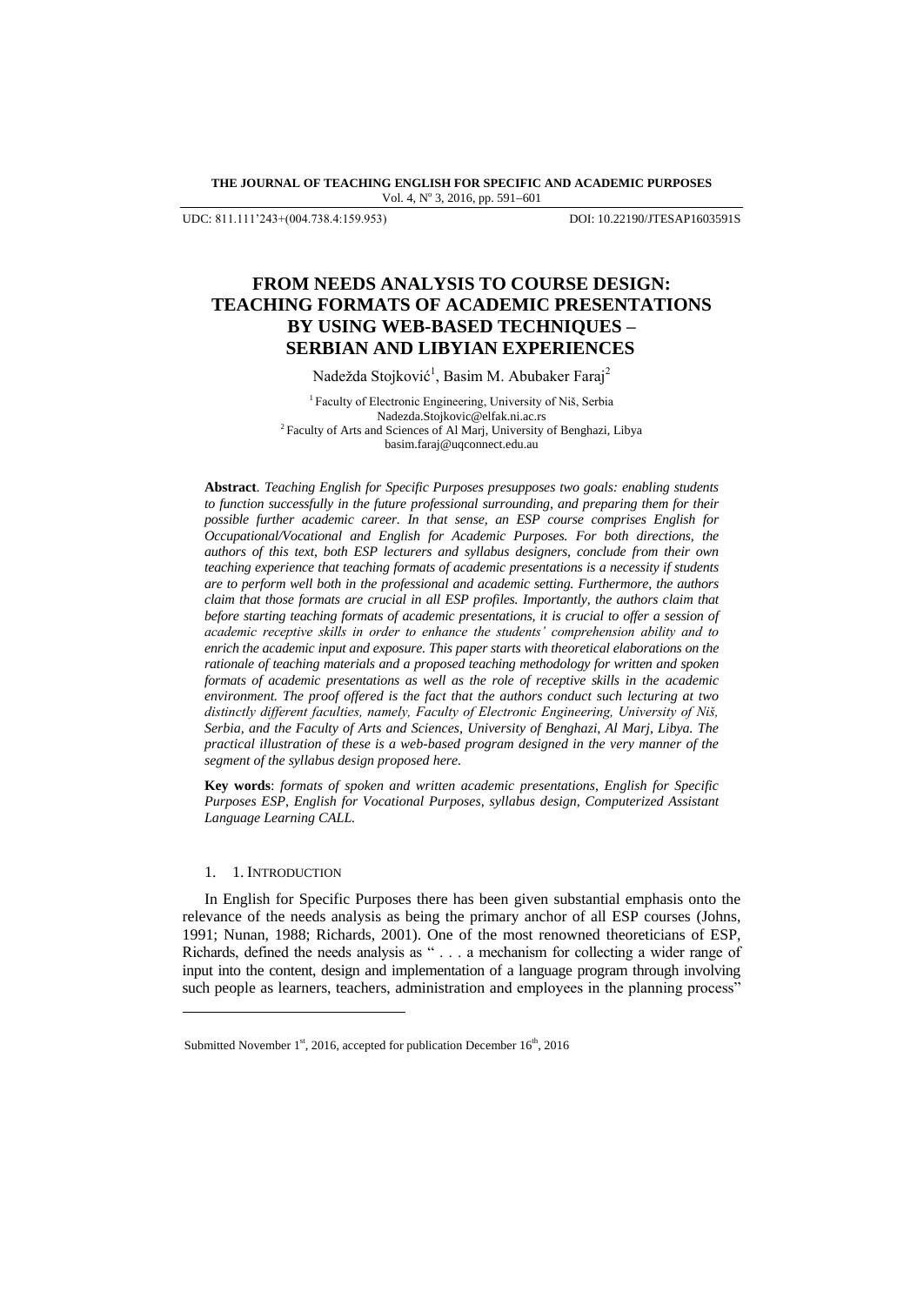UDC: 811.111'243+(004.738.4:159.953) DOI: 10.22190/JTESAP1603591S

# FROM NEEDS ANALYSIS TO COURSE DESIGN: TEACHING FORMATS OF ACADEMIC PRESENTATIONS BY USING WEB-BASED TECHNIQUES – SERBIAN AND LIBYIAN EXPERIENCES

Nadežda Stojković[1], Basim M. Abubaker Faraj[2]

[1] Faculty of Electronic Engineering, University of Niš, Serbia
Nadezda.Stojkovic@elfak.ni.ac.rs
[2] Faculty of Arts and Sciences of Al Marj, University of Benghazi, Libya
basim.faraj@uqconnect.edu.au

**Abstract**. *Teaching English for Specific Purposes presupposes two goals: enabling students to function successfully in the future professional surrounding, and preparing them for their possible further academic career. In that sense, an ESP course comprises English for Occupational/Vocational and English for Academic Purposes. For both directions, the authors of this text, both ESP lecturers and syllabus designers, conclude from their own teaching experience that teaching formats of academic presentations is a necessity if students are to perform well both in the professional and academic setting. Furthermore, the authors claim that those formats are crucial in all ESP profiles. Importantly, the authors claim that before starting teaching formats of academic presentations, it is crucial to offer a session of academic receptive skills in order to enhance the students' comprehension ability and to enrich the academic input and exposure. This paper starts with theoretical elaborations on the rationale of teaching materials and a proposed teaching methodology for written and spoken formats of academic presentations as well as the role of receptive skills in the academic environment. The proof offered is the fact that the authors conduct such lecturing at two distinctly different faculties, namely, Faculty of Electronic Engineering, University of Niš, Serbia, and the Faculty of Arts and Sciences, University of Benghazi, Al Marj, Libya. The practical illustration of these is a web-based program designed in the very manner of the segment of the syllabus design proposed here.*

**Key words**: *formats of spoken and written academic presentations, English for Specific Purposes ESP, English for Vocational Purposes, syllabus design, Computerized Assistant Language Learning CALL.*

## 1. INTRODUCTION

In English for Specific Purposes there has been given substantial emphasis onto the relevance of the needs analysis as being the primary anchor of all ESP courses (Johns, 1991; Nunan, 1988; Richards, 2001). One of the most renowned theoreticians of ESP, Richards, defined the needs analysis as " . . . a mechanism for collecting a wider range of input into the content, design and implementation of a language program through involving such people as learners, teachers, administration and employees in the planning process"

Submitted November 1st, 2016, accepted for publication December 16th, 2016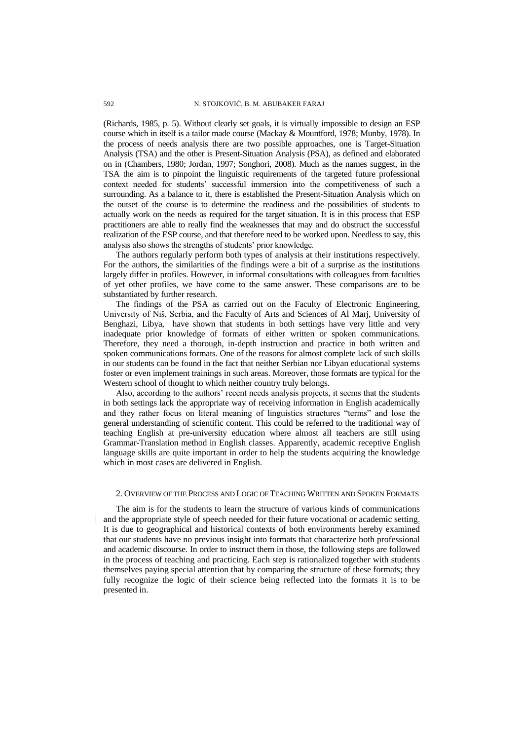(Richards, 1985, p. 5). Without clearly set goals, it is virtually impossible to design an ESP course which in itself is a tailor made course (Mackay & Mountford, 1978; Munby, 1978). In the process of needs analysis there are two possible approaches, one is Target-Situation Analysis (TSA) and the other is Present-Situation Analysis (PSA), as defined and elaborated on in (Chambers, 1980; Jordan, 1997; Songhori, 2008). Much as the names suggest, in the TSA the aim is to pinpoint the linguistic requirements of the targeted future professional context needed for students' successful immersion into the competitiveness of such a surrounding. As a balance to it, there is established the Present-Situation Analysis which on the outset of the course is to determine the readiness and the possibilities of students to actually work on the needs as required for the target situation. It is in this process that ESP practitioners are able to really find the weaknesses that may and do obstruct the successful realization of the ESP course, and that therefore need to be worked upon. Needless to say, this analysis also shows the strengths of students' prior knowledge.

The authors regularly perform both types of analysis at their institutions respectively. For the authors, the similarities of the findings were a bit of a surprise as the institutions largely differ in profiles. However, in informal consultations with colleagues from faculties of yet other profiles, we have come to the same answer. These comparisons are to be substantiated by further research.

The findings of the PSA as carried out on the Faculty of Electronic Engineering, University of Niš, Serbia, and the Faculty of Arts and Sciences of Al Marj, University of Benghazi, Libya, have shown that students in both settings have very little and very inadequate prior knowledge of formats of either written or spoken communications. Therefore, they need a thorough, in-depth instruction and practice in both written and spoken communications formats. One of the reasons for almost complete lack of such skills in our students can be found in the fact that neither Serbian nor Libyan educational systems foster or even implement trainings in such areas. Moreover, those formats are typical for the Western school of thought to which neither country truly belongs.

Also, according to the authors' recent needs analysis projects, it seems that the students in both settings lack the appropriate way of receiving information in English academically and they rather focus on literal meaning of linguistics structures "terms" and lose the general understanding of scientific content. This could be referred to the traditional way of teaching English at pre-university education where almost all teachers are still using Grammar-Translation method in English classes. Apparently, academic receptive English language skills are quite important in order to help the students acquiring the knowledge which in most cases are delivered in English.

## 2. Overview of the Process and Logic of Teaching Written and Spoken Formats

The aim is for the students to learn the structure of various kinds of communications and the appropriate style of speech needed for their future vocational or academic setting. It is due to geographical and historical contexts of both environments hereby examined that our students have no previous insight into formats that characterize both professional and academic discourse. In order to instruct them in those, the following steps are followed in the process of teaching and practicing. Each step is rationalized together with students themselves paying special attention that by comparing the structure of these formats; they fully recognize the logic of their science being reflected into the formats it is to be presented in.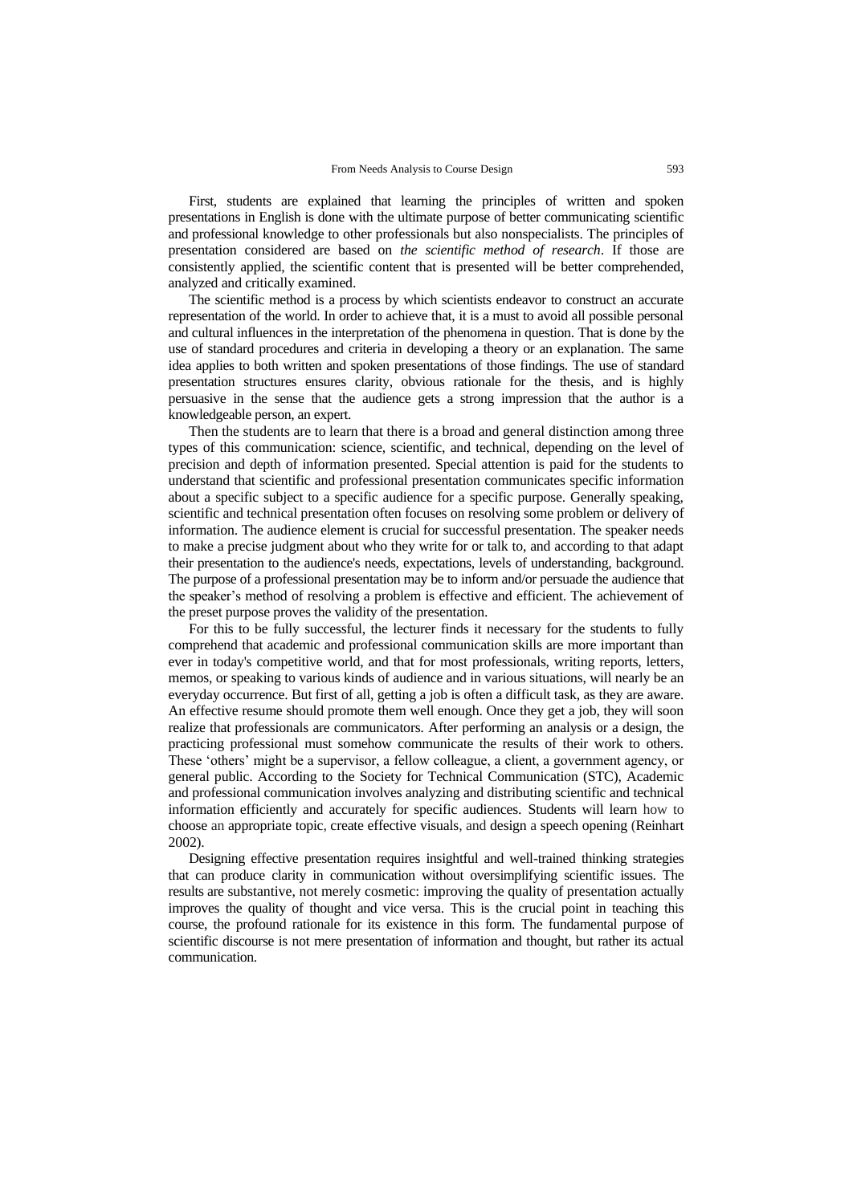First, students are explained that learning the principles of written and spoken presentations in English is done with the ultimate purpose of better communicating scientific and professional knowledge to other professionals but also nonspecialists. The principles of presentation considered are based on *the scientific method of research*. If those are consistently applied, the scientific content that is presented will be better comprehended, analyzed and critically examined.

The scientific method is a process by which scientists endeavor to construct an accurate representation of the world. In order to achieve that, it is a must to avoid all possible personal and cultural influences in the interpretation of the phenomena in question. That is done by the use of standard procedures and criteria in developing a theory or an explanation. The same idea applies to both written and spoken presentations of those findings. The use of standard presentation structures ensures clarity, obvious rationale for the thesis, and is highly persuasive in the sense that the audience gets a strong impression that the author is a knowledgeable person, an expert.

Then the students are to learn that there is a broad and general distinction among three types of this communication: science, scientific, and technical, depending on the level of precision and depth of information presented. Special attention is paid for the students to understand that scientific and professional presentation communicates specific information about a specific subject to a specific audience for a specific purpose. Generally speaking, scientific and technical presentation often focuses on resolving some problem or delivery of information. The audience element is crucial for successful presentation. The speaker needs to make a precise judgment about who they write for or talk to, and according to that adapt their presentation to the audience's needs, expectations, levels of understanding, background. The purpose of a professional presentation may be to inform and/or persuade the audience that the speaker's method of resolving a problem is effective and efficient. The achievement of the preset purpose proves the validity of the presentation.

For this to be fully successful, the lecturer finds it necessary for the students to fully comprehend that academic and professional communication skills are more important than ever in today's competitive world, and that for most professionals, writing reports, letters, memos, or speaking to various kinds of audience and in various situations, will nearly be an everyday occurrence. But first of all, getting a job is often a difficult task, as they are aware. An effective resume should promote them well enough. Once they get a job, they will soon realize that professionals are communicators. After performing an analysis or a design, the practicing professional must somehow communicate the results of their work to others. These 'others' might be a supervisor, a fellow colleague, a client, a government agency, or general public. According to the Society for Technical Communication (STC), Academic and professional communication involves analyzing and distributing scientific and technical information efficiently and accurately for specific audiences. Students will learn how to choose an appropriate topic, create effective visuals, and design a speech opening (Reinhart 2002).

Designing effective presentation requires insightful and well-trained thinking strategies that can produce clarity in communication without oversimplifying scientific issues. The results are substantive, not merely cosmetic: improving the quality of presentation actually improves the quality of thought and vice versa. This is the crucial point in teaching this course, the profound rationale for its existence in this form. The fundamental purpose of scientific discourse is not mere presentation of information and thought, but rather its actual communication.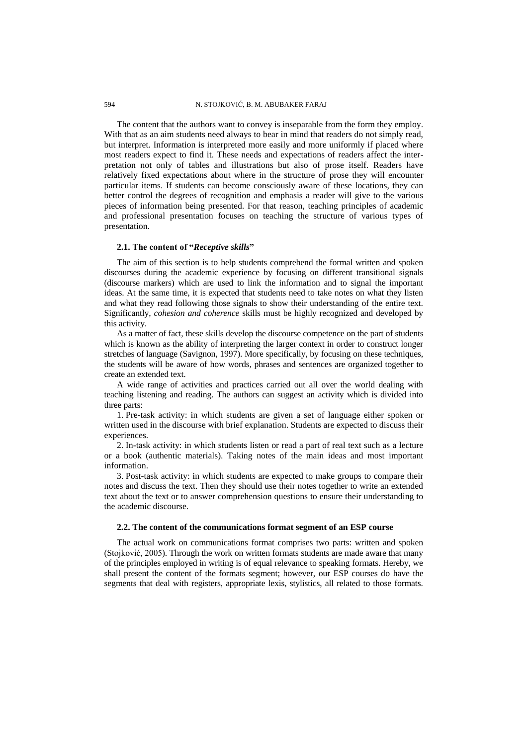The content that the authors want to convey is inseparable from the form they employ. With that as an aim students need always to bear in mind that readers do not simply read, but interpret. Information is interpreted more easily and more uniformly if placed where most readers expect to find it. These needs and expectations of readers affect the interpretation not only of tables and illustrations but also of prose itself. Readers have relatively fixed expectations about where in the structure of prose they will encounter particular items. If students can become consciously aware of these locations, they can better control the degrees of recognition and emphasis a reader will give to the various pieces of information being presented. For that reason, teaching principles of academic and professional presentation focuses on teaching the structure of various types of presentation.

### 2.1. The content of "*Receptive skills*"

The aim of this section is to help students comprehend the formal written and spoken discourses during the academic experience by focusing on different transitional signals (discourse markers) which are used to link the information and to signal the important ideas. At the same time, it is expected that students need to take notes on what they listen and what they read following those signals to show their understanding of the entire text. Significantly, *cohesion and coherence* skills must be highly recognized and developed by this activity.

As a matter of fact, these skills develop the discourse competence on the part of students which is known as the ability of interpreting the larger context in order to construct longer stretches of language (Savignon, 1997). More specifically, by focusing on these techniques, the students will be aware of how words, phrases and sentences are organized together to create an extended text.

A wide range of activities and practices carried out all over the world dealing with teaching listening and reading. The authors can suggest an activity which is divided into three parts:

1. Pre-task activity: in which students are given a set of language either spoken or written used in the discourse with brief explanation. Students are expected to discuss their experiences.

2. In-task activity: in which students listen or read a part of real text such as a lecture or a book (authentic materials). Taking notes of the main ideas and most important information.

3. Post-task activity: in which students are expected to make groups to compare their notes and discuss the text. Then they should use their notes together to write an extended text about the text or to answer comprehension questions to ensure their understanding to the academic discourse.

### 2.2. The content of the communications format segment of an ESP course

The actual work on communications format comprises two parts: written and spoken (Stojković, 2005). Through the work on written formats students are made aware that many of the principles employed in writing is of equal relevance to speaking formats. Hereby, we shall present the content of the formats segment; however, our ESP courses do have the segments that deal with registers, appropriate lexis, stylistics, all related to those formats.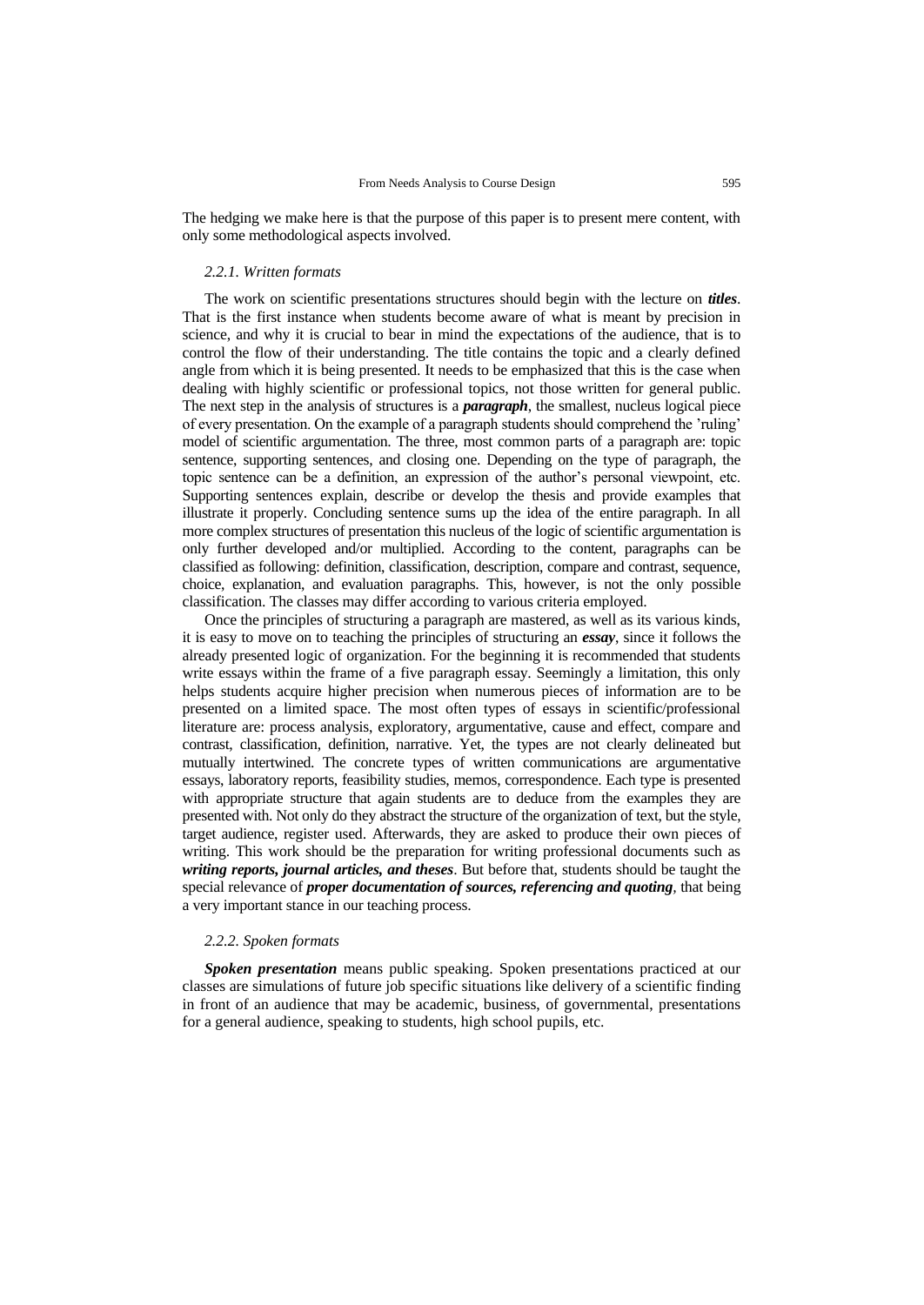The hedging we make here is that the purpose of this paper is to present mere content, with only some methodological aspects involved.

#### *2.2.1. Written formats*

The work on scientific presentations structures should begin with the lecture on ***titles***. That is the first instance when students become aware of what is meant by precision in science, and why it is crucial to bear in mind the expectations of the audience, that is to control the flow of their understanding. The title contains the topic and a clearly defined angle from which it is being presented. It needs to be emphasized that this is the case when dealing with highly scientific or professional topics, not those written for general public. The next step in the analysis of structures is a ***paragraph***, the smallest, nucleus logical piece of every presentation. On the example of a paragraph students should comprehend the 'ruling' model of scientific argumentation. The three, most common parts of a paragraph are: topic sentence, supporting sentences, and closing one. Depending on the type of paragraph, the topic sentence can be a definition, an expression of the author's personal viewpoint, etc. Supporting sentences explain, describe or develop the thesis and provide examples that illustrate it properly. Concluding sentence sums up the idea of the entire paragraph. In all more complex structures of presentation this nucleus of the logic of scientific argumentation is only further developed and/or multiplied. According to the content, paragraphs can be classified as following: definition, classification, description, compare and contrast, sequence, choice, explanation, and evaluation paragraphs. This, however, is not the only possible classification. The classes may differ according to various criteria employed.

Once the principles of structuring a paragraph are mastered, as well as its various kinds, it is easy to move on to teaching the principles of structuring an ***essay***, since it follows the already presented logic of organization. For the beginning it is recommended that students write essays within the frame of a five paragraph essay. Seemingly a limitation, this only helps students acquire higher precision when numerous pieces of information are to be presented on a limited space. The most often types of essays in scientific/professional literature are: process analysis, exploratory, argumentative, cause and effect, compare and contrast, classification, definition, narrative. Yet, the types are not clearly delineated but mutually intertwined. The concrete types of written communications are argumentative essays, laboratory reports, feasibility studies, memos, correspondence. Each type is presented with appropriate structure that again students are to deduce from the examples they are presented with. Not only do they abstract the structure of the organization of text, but the style, target audience, register used. Afterwards, they are asked to produce their own pieces of writing. This work should be the preparation for writing professional documents such as ***writing reports, journal articles, and theses***. But before that, students should be taught the special relevance of ***proper documentation of sources, referencing and quoting***, that being a very important stance in our teaching process.

#### *2.2.2. Spoken formats*

***Spoken presentation*** means public speaking. Spoken presentations practiced at our classes are simulations of future job specific situations like delivery of a scientific finding in front of an audience that may be academic, business, of governmental, presentations for a general audience, speaking to students, high school pupils, etc.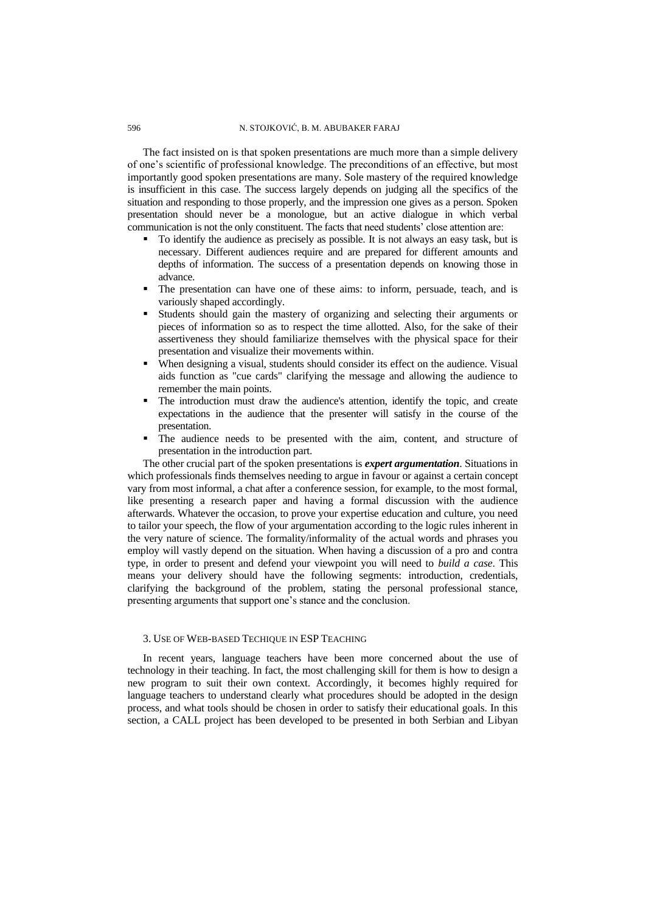The fact insisted on is that spoken presentations are much more than a simple delivery of one's scientific of professional knowledge. The preconditions of an effective, but most importantly good spoken presentations are many. Sole mastery of the required knowledge is insufficient in this case. The success largely depends on judging all the specifics of the situation and responding to those properly, and the impression one gives as a person. Spoken presentation should never be a monologue, but an active dialogue in which verbal communication is not the only constituent. The facts that need students' close attention are:

- To identify the audience as precisely as possible. It is not always an easy task, but is necessary. Different audiences require and are prepared for different amounts and depths of information. The success of a presentation depends on knowing those in advance.
- The presentation can have one of these aims: to inform, persuade, teach, and is variously shaped accordingly.
- Students should gain the mastery of organizing and selecting their arguments or pieces of information so as to respect the time allotted. Also, for the sake of their assertiveness they should familiarize themselves with the physical space for their presentation and visualize their movements within.
- When designing a visual, students should consider its effect on the audience. Visual aids function as "cue cards" clarifying the message and allowing the audience to remember the main points.
- The introduction must draw the audience's attention, identify the topic, and create expectations in the audience that the presenter will satisfy in the course of the presentation.
- The audience needs to be presented with the aim, content, and structure of presentation in the introduction part.

The other crucial part of the spoken presentations is ***expert argumentation***. Situations in which professionals finds themselves needing to argue in favour or against a certain concept vary from most informal, a chat after a conference session, for example, to the most formal, like presenting a research paper and having a formal discussion with the audience afterwards. Whatever the occasion, to prove your expertise education and culture, you need to tailor your speech, the flow of your argumentation according to the logic rules inherent in the very nature of science. The formality/informality of the actual words and phrases you employ will vastly depend on the situation. When having a discussion of a pro and contra type, in order to present and defend your viewpoint you will need to *build a case*. This means your delivery should have the following segments: introduction, credentials, clarifying the background of the problem, stating the personal professional stance, presenting arguments that support one's stance and the conclusion.

## 3. Use of Web-based Techique in ESP Teaching

In recent years, language teachers have been more concerned about the use of technology in their teaching. In fact, the most challenging skill for them is how to design a new program to suit their own context. Accordingly, it becomes highly required for language teachers to understand clearly what procedures should be adopted in the design process, and what tools should be chosen in order to satisfy their educational goals. In this section, a CALL project has been developed to be presented in both Serbian and Libyan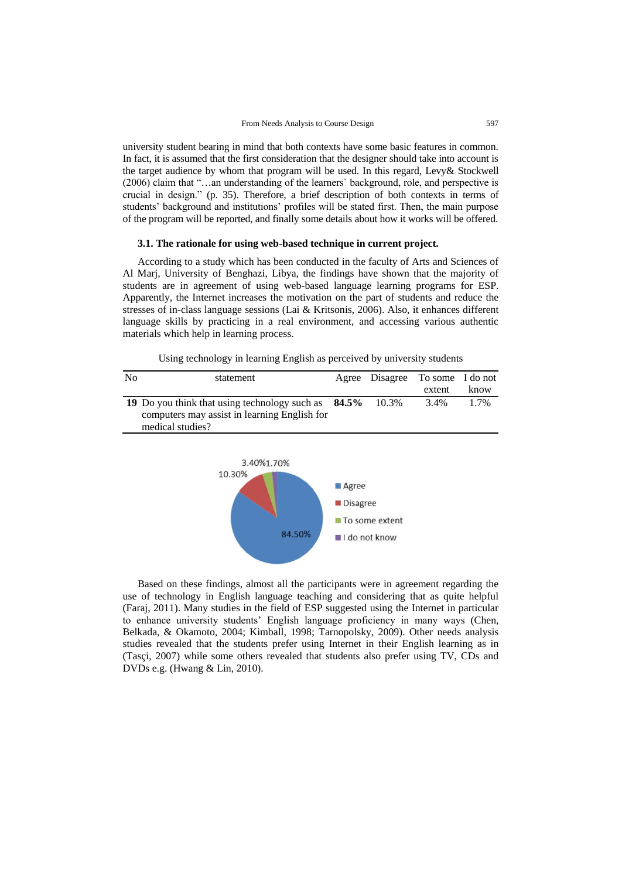university student bearing in mind that both contexts have some basic features in common. In fact, it is assumed that the first consideration that the designer should take into account is the target audience by whom that program will be used. In this regard, Levy& Stockwell (2006) claim that "…an understanding of the learners` background, role, and perspective is crucial in design." (p. 35). Therefore, a brief description of both contexts in terms of students' background and institutions' profiles will be stated first. Then, the main purpose of the program will be reported, and finally some details about how it works will be offered.

### 3.1. The rationale for using web-based technique in current project.

According to a study which has been conducted in the faculty of Arts and Sciences of Al Marj, University of Benghazi, Libya, the findings have shown that the majority of students are in agreement of using web-based language learning programs for ESP. Apparently, the Internet increases the motivation on the part of students and reduce the stresses of in-class language sessions (Lai & Kritsonis, 2006). Also, it enhances different language skills by practicing in a real environment, and accessing various authentic materials which help in learning process.

Using technology in learning English as perceived by university students

| No | statement | Agree | Disagree | To some extent | I do not know |
|---|---|---|---|---|---|
| **19** | Do you think that using technology such as computers may assist in learning English for medical studies? | **84.5%** | 10.3% | 3.4% | 1.7% |

Based on these findings, almost all the participants were in agreement regarding the use of technology in English language teaching and considering that as quite helpful (Faraj, 2011). Many studies in the field of ESP suggested using the Internet in particular to enhance university students' English language proficiency in many ways (Chen, Belkada, & Okamoto, 2004; Kimball, 1998; Tarnopolsky, 2009). Other needs analysis studies revealed that the students prefer using Internet in their English learning as in (Tasçi, 2007) while some others revealed that students also prefer using TV, CDs and DVDs e.g. (Hwang & Lin, 2010).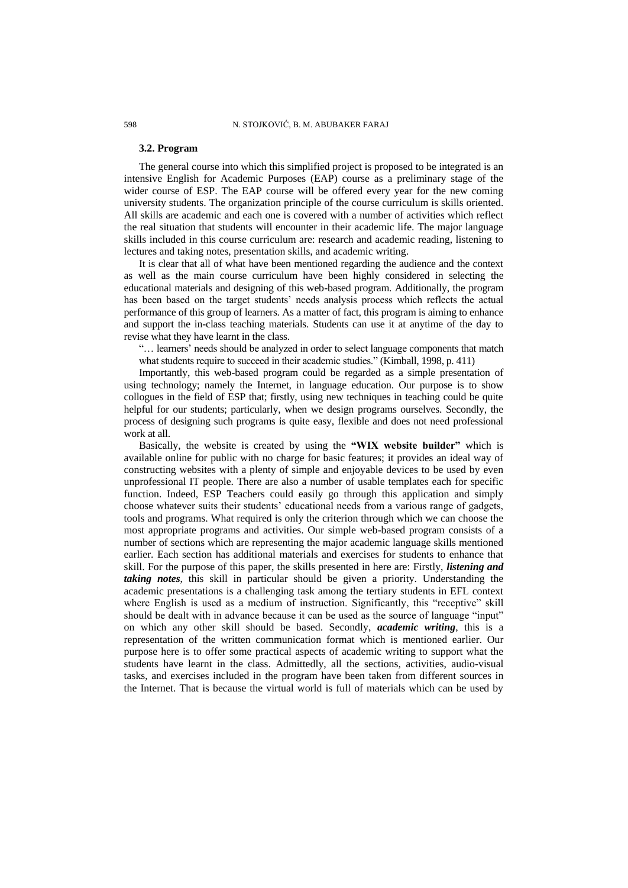### 3.2. Program

The general course into which this simplified project is proposed to be integrated is an intensive English for Academic Purposes (EAP) course as a preliminary stage of the wider course of ESP. The EAP course will be offered every year for the new coming university students. The organization principle of the course curriculum is skills oriented. All skills are academic and each one is covered with a number of activities which reflect the real situation that students will encounter in their academic life. The major language skills included in this course curriculum are: research and academic reading, listening to lectures and taking notes, presentation skills, and academic writing.

It is clear that all of what have been mentioned regarding the audience and the context as well as the main course curriculum have been highly considered in selecting the educational materials and designing of this web-based program. Additionally, the program has been based on the target students' needs analysis process which reflects the actual performance of this group of learners. As a matter of fact, this program is aiming to enhance and support the in-class teaching materials. Students can use it at anytime of the day to revise what they have learnt in the class.

> "… learners' needs should be analyzed in order to select language components that match what students require to succeed in their academic studies." (Kimball, 1998, p. 411)

Importantly, this web-based program could be regarded as a simple presentation of using technology; namely the Internet, in language education. Our purpose is to show collogues in the field of ESP that; firstly, using new techniques in teaching could be quite helpful for our students; particularly, when we design programs ourselves. Secondly, the process of designing such programs is quite easy, flexible and does not need professional work at all.

Basically, the website is created by using the **"WIX website builder"** which is available online for public with no charge for basic features; it provides an ideal way of constructing websites with a plenty of simple and enjoyable devices to be used by even unprofessional IT people. There are also a number of usable templates each for specific function. Indeed, ESP Teachers could easily go through this application and simply choose whatever suits their students' educational needs from a various range of gadgets, tools and programs. What required is only the criterion through which we can choose the most appropriate programs and activities. Our simple web-based program consists of a number of sections which are representing the major academic language skills mentioned earlier. Each section has additional materials and exercises for students to enhance that skill. For the purpose of this paper, the skills presented in here are: Firstly, ***listening and taking notes***, this skill in particular should be given a priority. Understanding the academic presentations is a challenging task among the tertiary students in EFL context where English is used as a medium of instruction. Significantly, this "receptive" skill should be dealt with in advance because it can be used as the source of language "input" on which any other skill should be based. Secondly, ***academic writing***, this is a representation of the written communication format which is mentioned earlier. Our purpose here is to offer some practical aspects of academic writing to support what the students have learnt in the class. Admittedly, all the sections, activities, audio-visual tasks, and exercises included in the program have been taken from different sources in the Internet. That is because the virtual world is full of materials which can be used by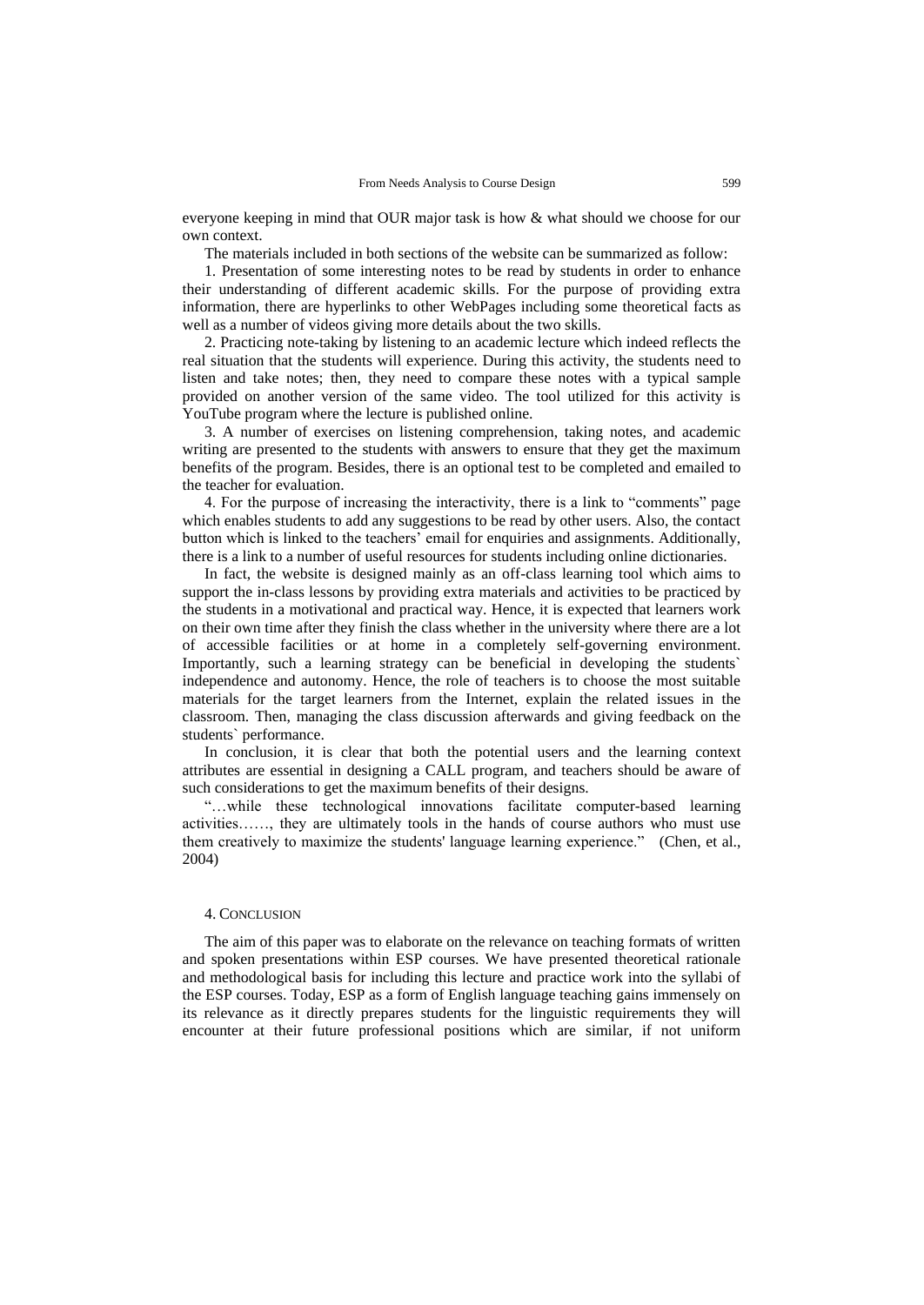everyone keeping in mind that OUR major task is how & what should we choose for our own context.

The materials included in both sections of the website can be summarized as follow:

1. Presentation of some interesting notes to be read by students in order to enhance their understanding of different academic skills. For the purpose of providing extra information, there are hyperlinks to other WebPages including some theoretical facts as well as a number of videos giving more details about the two skills.

2. Practicing note-taking by listening to an academic lecture which indeed reflects the real situation that the students will experience. During this activity, the students need to listen and take notes; then, they need to compare these notes with a typical sample provided on another version of the same video. The tool utilized for this activity is YouTube program where the lecture is published online.

3. A number of exercises on listening comprehension, taking notes, and academic writing are presented to the students with answers to ensure that they get the maximum benefits of the program. Besides, there is an optional test to be completed and emailed to the teacher for evaluation.

4. For the purpose of increasing the interactivity, there is a link to "comments" page which enables students to add any suggestions to be read by other users. Also, the contact button which is linked to the teachers' email for enquiries and assignments. Additionally, there is a link to a number of useful resources for students including online dictionaries.

In fact, the website is designed mainly as an off-class learning tool which aims to support the in-class lessons by providing extra materials and activities to be practiced by the students in a motivational and practical way. Hence, it is expected that learners work on their own time after they finish the class whether in the university where there are a lot of accessible facilities or at home in a completely self-governing environment. Importantly, such a learning strategy can be beneficial in developing the students` independence and autonomy. Hence, the role of teachers is to choose the most suitable materials for the target learners from the Internet, explain the related issues in the classroom. Then, managing the class discussion afterwards and giving feedback on the students` performance.

In conclusion, it is clear that both the potential users and the learning context attributes are essential in designing a CALL program, and teachers should be aware of such considerations to get the maximum benefits of their designs.

"…while these technological innovations facilitate computer-based learning activities……, they are ultimately tools in the hands of course authors who must use them creatively to maximize the students' language learning experience." (Chen, et al., 2004)

## 4. Conclusion

The aim of this paper was to elaborate on the relevance on teaching formats of written and spoken presentations within ESP courses. We have presented theoretical rationale and methodological basis for including this lecture and practice work into the syllabi of the ESP courses. Today, ESP as a form of English language teaching gains immensely on its relevance as it directly prepares students for the linguistic requirements they will encounter at their future professional positions which are similar, if not uniform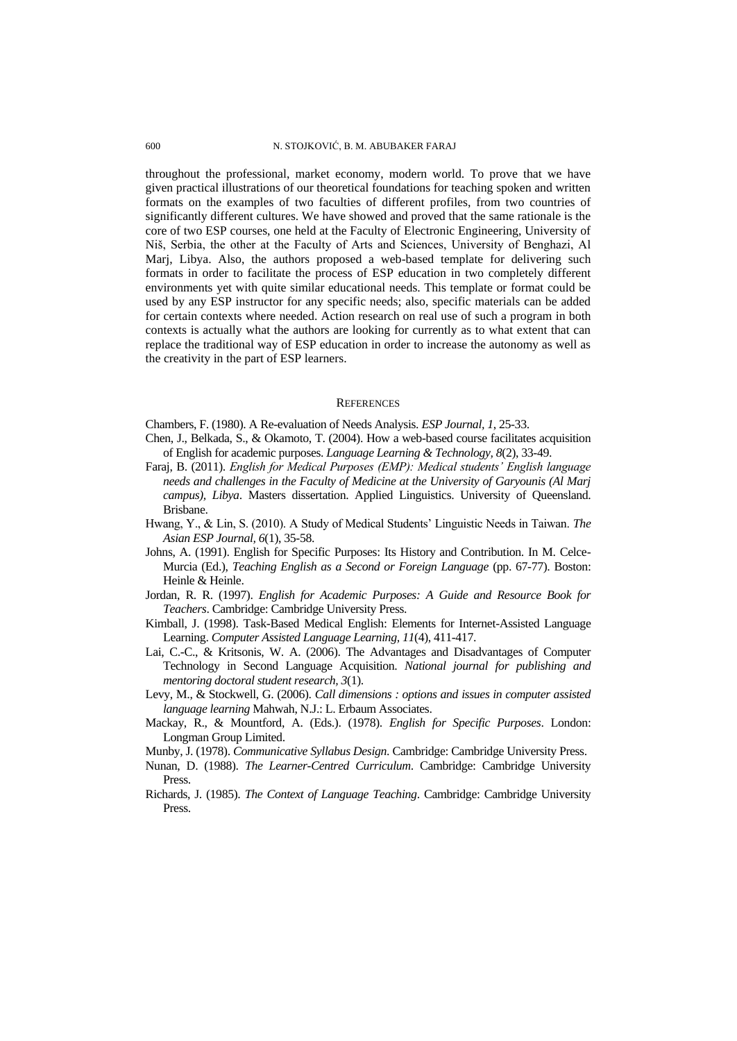throughout the professional, market economy, modern world. To prove that we have given practical illustrations of our theoretical foundations for teaching spoken and written formats on the examples of two faculties of different profiles, from two countries of significantly different cultures. We have showed and proved that the same rationale is the core of two ESP courses, one held at the Faculty of Electronic Engineering, University of Niš, Serbia, the other at the Faculty of Arts and Sciences, University of Benghazi, Al Marj, Libya. Also, the authors proposed a web-based template for delivering such formats in order to facilitate the process of ESP education in two completely different environments yet with quite similar educational needs. This template or format could be used by any ESP instructor for any specific needs; also, specific materials can be added for certain contexts where needed. Action research on real use of such a program in both contexts is actually what the authors are looking for currently as to what extent that can replace the traditional way of ESP education in order to increase the autonomy as well as the creativity in the part of ESP learners.

## REFERENCES

Chambers, F. (1980). A Re-evaluation of Needs Analysis. *ESP Journal, 1*, 25-33.

Chen, J., Belkada, S., & Okamoto, T. (2004). How a web-based course facilitates acquisition of English for academic purposes. *Language Learning & Technology, 8*(2), 33-49.

Faraj, B. (2011). *English for Medical Purposes (EMP): Medical students' English language needs and challenges in the Faculty of Medicine at the University of Garyounis (Al Marj campus), Libya*. Masters dissertation. Applied Linguistics. University of Queensland. Brisbane.

Hwang, Y., & Lin, S. (2010). A Study of Medical Students' Linguistic Needs in Taiwan. *The Asian ESP Journal, 6*(1), 35-58.

Johns, A. (1991). English for Specific Purposes: Its History and Contribution. In M. Celce-Murcia (Ed.), *Teaching English as a Second or Foreign Language* (pp. 67-77). Boston: Heinle & Heinle.

Jordan, R. R. (1997). *English for Academic Purposes: A Guide and Resource Book for Teachers*. Cambridge: Cambridge University Press.

Kimball, J. (1998). Task-Based Medical English: Elements for Internet-Assisted Language Learning. *Computer Assisted Language Learning, 11*(4), 411-417.

Lai, C.-C., & Kritsonis, W. A. (2006). The Advantages and Disadvantages of Computer Technology in Second Language Acquisition. *National journal for publishing and mentoring doctoral student research, 3*(1).

Levy, M., & Stockwell, G. (2006). *Call dimensions : options and issues in computer assisted language learning* Mahwah, N.J.: L. Erbaum Associates.

Mackay, R., & Mountford, A. (Eds.). (1978). *English for Specific Purposes*. London: Longman Group Limited.

Munby, J. (1978). *Communicative Syllabus Design*. Cambridge: Cambridge University Press.

Nunan, D. (1988). *The Learner-Centred Curriculum*. Cambridge: Cambridge University Press.

Richards, J. (1985). *The Context of Language Teaching*. Cambridge: Cambridge University Press.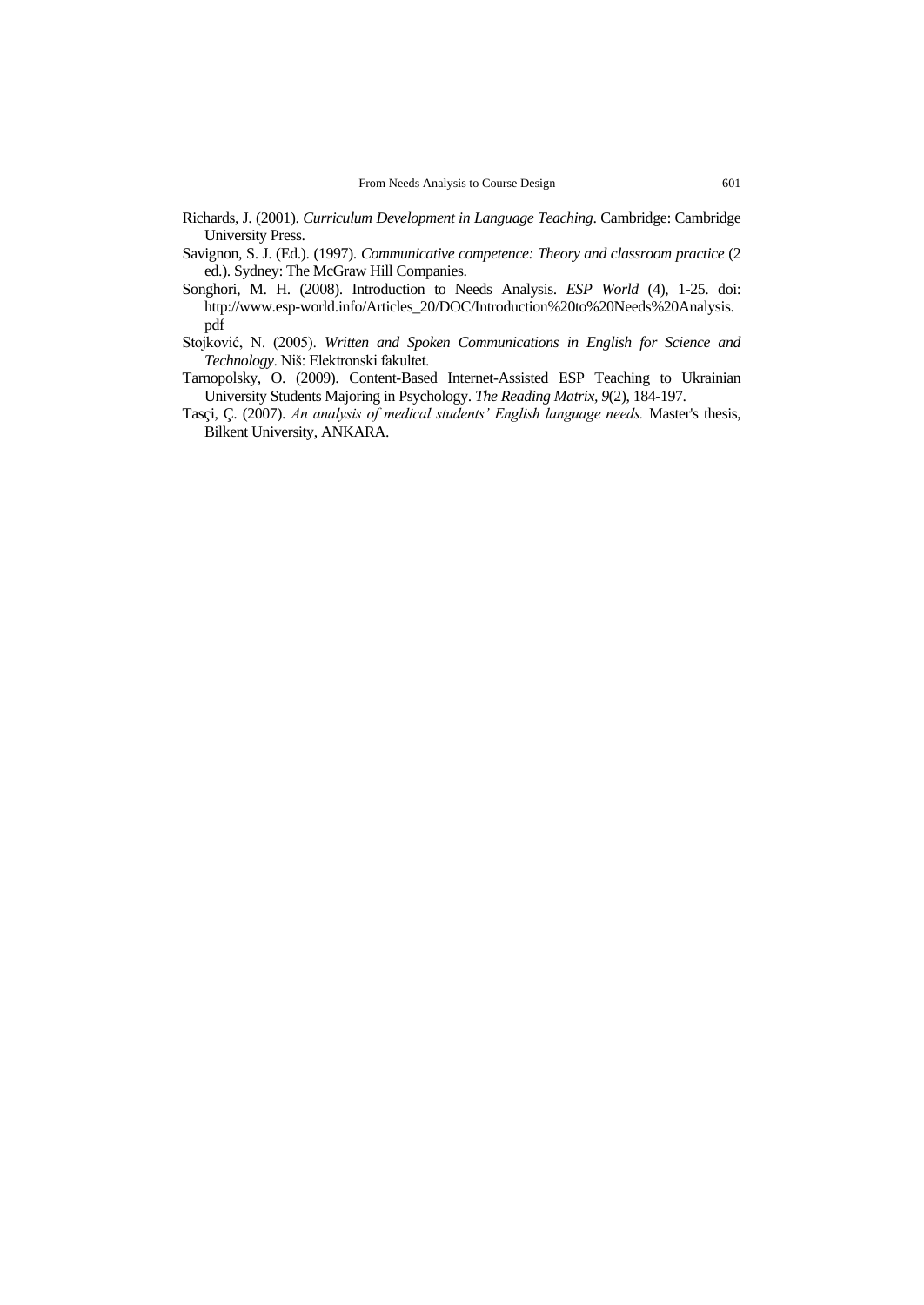Richards, J. (2001). *Curriculum Development in Language Teaching*. Cambridge: Cambridge University Press.

Savignon, S. J. (Ed.). (1997). *Communicative competence: Theory and classroom practice* (2 ed.). Sydney: The McGraw Hill Companies.

Songhori, M. H. (2008). Introduction to Needs Analysis. *ESP World* (4), 1-25. doi: http://www.esp-world.info/Articles_20/DOC/Introduction%20to%20Needs%20Analysis.pdf

Stojković, N. (2005). *Written and Spoken Communications in English for Science and Technology*. Niš: Elektronski fakultet.

Tarnopolsky, O. (2009). Content-Based Internet-Assisted ESP Teaching to Ukrainian University Students Majoring in Psychology. *The Reading Matrix, 9*(2), 184-197.

Tasçi, Ç. (2007). *An analysis of medical students' English language needs.* Master's thesis, Bilkent University, ANKARA.